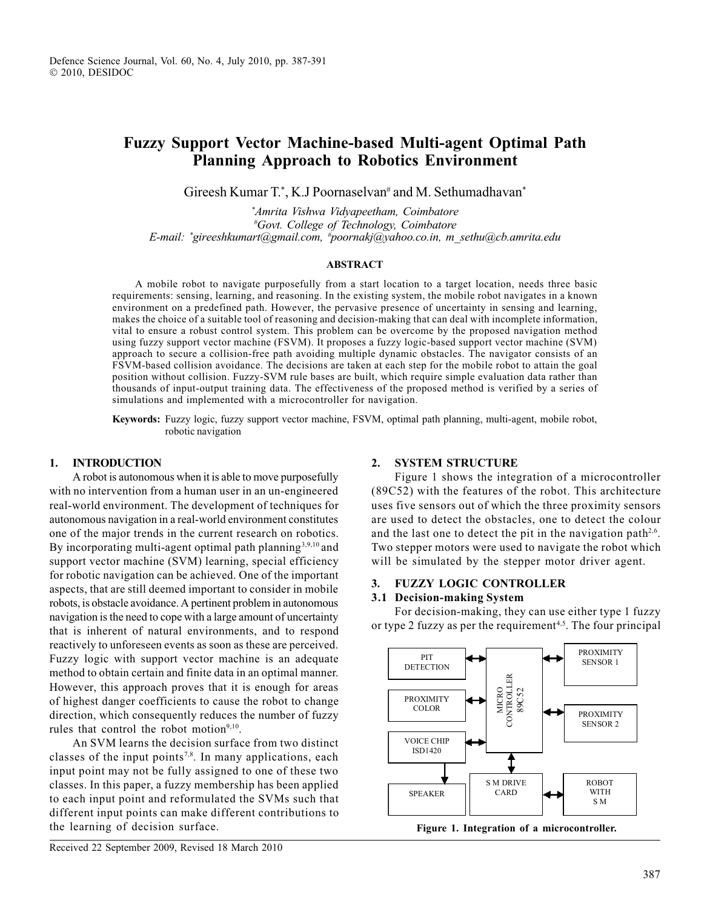# Fuzzy Support Vector Machine-based Multi-agent Optimal Path Planning Approach to Robotics Environment

Gireesh Kumar T.*, K.J Poornaselvan# and M. Sethumadhavan*

*\*Amrita Vishwa Vidyapeetham, Coimbatore*
*#Govt. College of Technology, Coimbatore*
*E-mail: \*gireeshkumart@gmail.com, #poornakj@yahoo.co.in, m_sethu@cb.amrita.edu*

## ABSTRACT

A mobile robot to navigate purposefully from a start location to a target location, needs three basic requirements: sensing, learning, and reasoning. In the existing system, the mobile robot navigates in a known environment on a predefined path. However, the pervasive presence of uncertainty in sensing and learning, makes the choice of a suitable tool of reasoning and decision-making that can deal with incomplete information, vital to ensure a robust control system. This problem can be overcome by the proposed navigation method using fuzzy support vector machine (FSVM). It proposes a fuzzy logic-based support vector machine (SVM) approach to secure a collision-free path avoiding multiple dynamic obstacles. The navigator consists of an FSVM-based collision avoidance. The decisions are taken at each step for the mobile robot to attain the goal position without collision. Fuzzy-SVM rule bases are built, which require simple evaluation data rather than thousands of input-output training data. The effectiveness of the proposed method is verified by a series of simulations and implemented with a microcontroller for navigation.

**Keywords:** Fuzzy logic, fuzzy support vector machine, FSVM, optimal path planning, multi-agent, mobile robot, robotic navigation

## 1. INTRODUCTION

A robot is autonomous when it is able to move purposefully with no intervention from a human user in an un-engineered real-world environment. The development of techniques for autonomous navigation in a real-world environment constitutes one of the major trends in the current research on robotics. By incorporating multi-agent optimal path planning[3,9,10] and support vector machine (SVM) learning, special efficiency for robotic navigation can be achieved. One of the important aspects, that are still deemed important to consider in mobile robots, is obstacle avoidance. A pertinent problem in autonomous navigation is the need to cope with a large amount of uncertainty that is inherent of natural environments, and to respond reactively to unforeseen events as soon as these are perceived. Fuzzy logic with support vector machine is an adequate method to obtain certain and finite data in an optimal manner. However, this approach proves that it is enough for areas of highest danger coefficients to cause the robot to change direction, which consequently reduces the number of fuzzy rules that control the robot motion[9,10].

An SVM learns the decision surface from two distinct classes of the input points[7,8]. In many applications, each input point may not be fully assigned to one of these two classes. In this paper, a fuzzy membership has been applied to each input point and reformulated the SVMs such that different input points can make different contributions to the learning of decision surface.

Received 22 September 2009, Revised 18 March 2010

## 2. SYSTEM STRUCTURE

Figure 1 shows the integration of a microcontroller (89C52) with the features of the robot. This architecture uses five sensors out of which the three proximity sensors are used to detect the obstacles, one to detect the colour and the last one to detect the pit in the navigation path[2,6]. Two stepper motors were used to navigate the robot which will be simulated by the stepper motor driver agent.

## 3. FUZZY LOGIC CONTROLLER

### 3.1 Decision-making System

For decision-making, they can use either type 1 fuzzy or type 2 fuzzy as per the requirement[4,5]. The four principal

PIT DETECTION | PROXIMITY COLOR | VOICE CHIP ISD1420 | SPEAKER | MICRO CONTROLLER 89C52 | S M DRIVE CARD | PROXIMITY SENSOR 1 | PROXIMITY SENSOR 2 | ROBOT WITH S M

**Figure 1. Integration of a microcontroller.**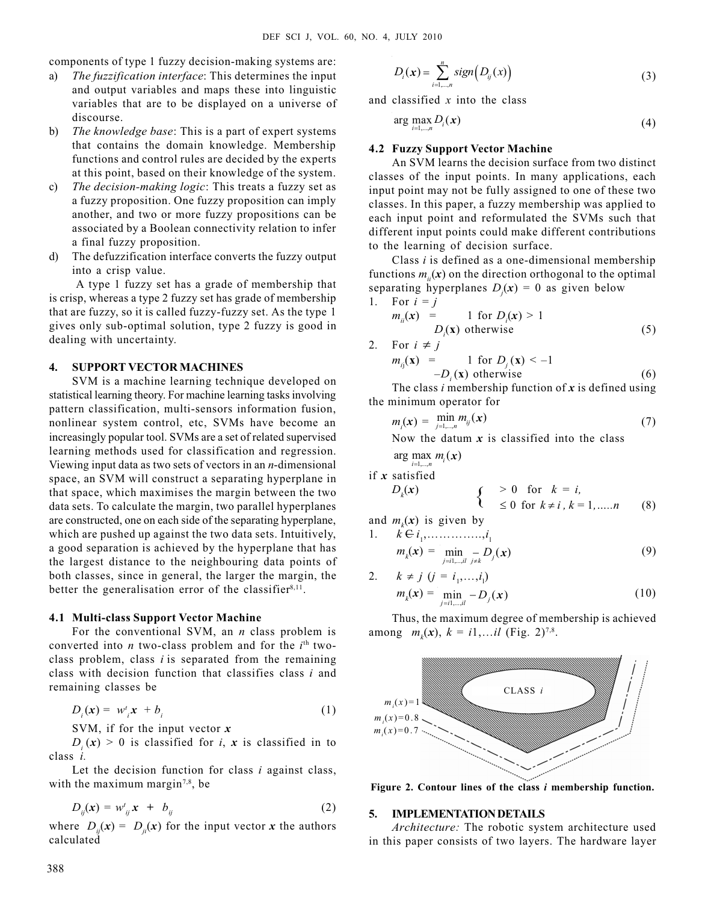components of type 1 fuzzy decision-making systems are:

a) *The fuzzification interface*: This determines the input and output variables and maps these into linguistic variables that are to be displayed on a universe of discourse.
b) *The knowledge base*: This is a part of expert systems that contains the domain knowledge. Membership functions and control rules are decided by the experts at this point, based on their knowledge of the system.
c) *The decision-making logic*: This treats a fuzzy set as a fuzzy proposition. One fuzzy proposition can imply another, and two or more fuzzy propositions can be associated by a Boolean connectivity relation to infer a final fuzzy proposition.
d) The defuzzification interface converts the fuzzy output into a crisp value.

A type 1 fuzzy set has a grade of membership that is crisp, whereas a type 2 fuzzy set has grade of membership that are fuzzy, so it is called fuzzy-fuzzy set. As the type 1 gives only sub-optimal solution, type 2 fuzzy is good in dealing with uncertainty.

## 4. SUPPORT VECTOR MACHINES

SVM is a machine learning technique developed on statistical learning theory. For machine learning tasks involving pattern classification, multi-sensors information fusion, nonlinear system control, etc, SVMs have become an increasingly popular tool. SVMs are a set of related supervised learning methods used for classification and regression. Viewing input data as two sets of vectors in an *n*-dimensional space, an SVM will construct a separating hyperplane in that space, which maximises the margin between the two data sets. To calculate the margin, two parallel hyperplanes are constructed, one on each side of the separating hyperplane, which are pushed up against the two data sets. Intuitively, a good separation is achieved by the hyperplane that has the largest distance to the neighbouring data points of both classes, since in general, the larger the margin, the better the generalisation error of the classifier[8,11].

### 4.1 Multi-class Support Vector Machine

For the conventional SVM, an *n* class problem is converted into *n* two-class problem and for the $i^{th}$ two-class problem, class *i* is separated from the remaining class with decision function that classifies class *i* and remaining classes be

$$D_i(\boldsymbol{x}) = w^t_i \boldsymbol{x} + b_i \tag{1}$$

SVM, if for the input vector $\boldsymbol{x}$

$D_i(\boldsymbol{x}) > 0$ is classified for *i*, $\boldsymbol{x}$ is classified in to class *i*.

Let the decision function for class *i* against class, with the maximum margin[7,8], be

$$D_{ij}(\boldsymbol{x}) = w^t_{ij} \boldsymbol{x} + b_{ij} \tag{2}$$

where $D_{ij}(\boldsymbol{x}) = D_{ji}(\boldsymbol{x})$ for the input vector $\boldsymbol{x}$ the authors calculated

$$D_i(\boldsymbol{x}) = \sum_{i=1,\ldots,n}^{n} sign\left(D_{ij}(x)\right) \tag{3}$$

and classified *x* into the class

$$\arg\max_{i=1,\ldots,n} D_i(\boldsymbol{x}) \tag{4}$$

### 4.2 Fuzzy Support Vector Machine

An SVM learns the decision surface from two distinct classes of the input points. In many applications, each input point may not be fully assigned to one of these two classes. In this paper, a fuzzy membership was applied to each input point and reformulated the SVMs such that different input points could make different contributions to the learning of decision surface.

Class *i* is defined as a one-dimensional membership functions $m_{ij}(\boldsymbol{x})$ on the direction orthogonal to the optimal separating hyperplanes $D_j(\boldsymbol{x}) = 0$ as given below

1. For $i = j$

$$m_{ii}(\boldsymbol{x}) = \begin{cases} 1 & \text{for } D_i(\boldsymbol{x}) > 1 \\ D_i(\boldsymbol{x}) & \text{otherwise} \end{cases} \tag{5}$$

2. For $i \neq j$

$$m_{ij}(\boldsymbol{x}) = \begin{cases} 1 & \text{for } D_j(\boldsymbol{x}) < -1 \\ -D_i(\boldsymbol{x}) & \text{otherwise} \end{cases} \tag{6}$$

The class *i* membership function of $\boldsymbol{x}$ is defined using the minimum operator for

$$m_i(\boldsymbol{x}) = \min_{j=1,\ldots,n} m_{ij}(\boldsymbol{x}) \tag{7}$$

Now the datum $\boldsymbol{x}$ is classified into the class

$$\arg\max_{i=1,\ldots,n} m_i(\boldsymbol{x})$$

if $\boldsymbol{x}$ satisfied

$$D_k(\boldsymbol{x}) \quad \begin{cases} > 0 & \text{for } k = i, \\ \leq 0 & \text{for } k \neq i,\ k = 1,\ldots..n \end{cases} \tag{8}$$

and $m_k(\boldsymbol{x})$ is given by

1. $k \in i_1,\ldots\ldots\ldots\ldots.,i_1$

$$m_k(\boldsymbol{x}) = \min_{j=i1,\ldots,il \;\; j\neq k} -D_j(\boldsymbol{x}) \tag{9}$$

2. $k \neq j \;\; (j = i_1,\ldots,i_l)$

$$m_k(\boldsymbol{x}) = \min_{j=i1,\ldots,il} -D_j(\boldsymbol{x}) \tag{10}$$

Thus, the maximum degree of membership is achieved among $m_k(\boldsymbol{x}),\ k = i1,\ldots il$ (Fig. 2)[7,8].

**Figure 2. Contour lines of the class *i* membership function.**

## 5. IMPLEMENTATION DETAILS

*Architecture:* The robotic system architecture used in this paper consists of two layers. The hardware layer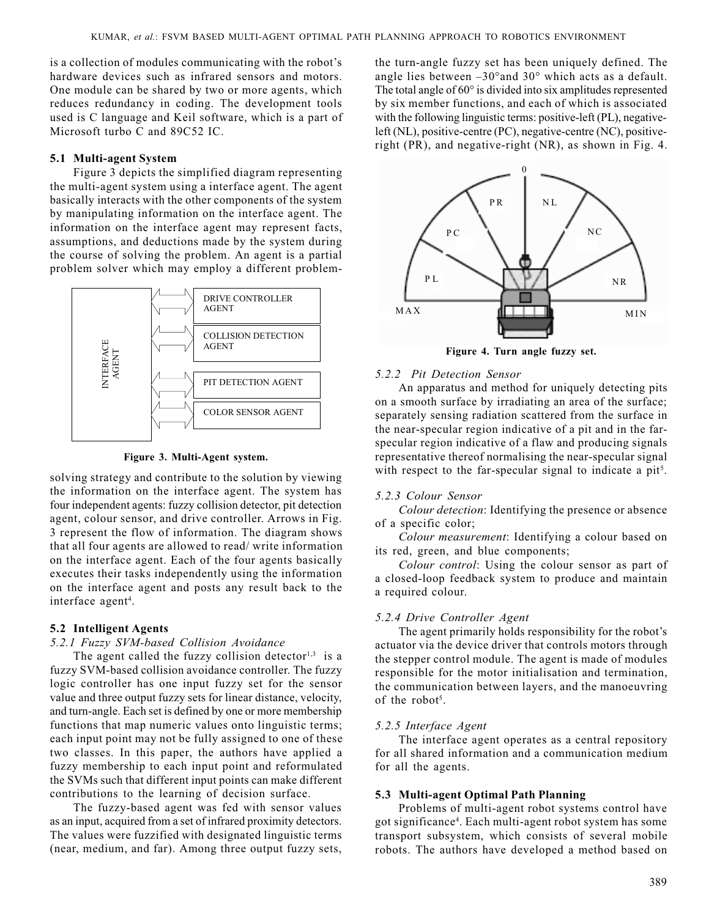is a collection of modules communicating with the robot's hardware devices such as infrared sensors and motors. One module can be shared by two or more agents, which reduces redundancy in coding. The development tools used is C language and Keil software, which is a part of Microsoft turbo C and 89C52 IC.

### 5.1 Multi-agent System

Figure 3 depicts the simplified diagram representing the multi-agent system using a interface agent. The agent basically interacts with the other components of the system by manipulating information on the interface agent. The information on the interface agent may represent facts, assumptions, and deductions made by the system during the course of solving the problem. An agent is a partial problem solver which may employ a different problem-solving strategy and contribute to the solution by viewing the information on the interface agent. The system has four independent agents: fuzzy collision detector, pit detection agent, colour sensor, and drive controller. Arrows in Fig. 3 represent the flow of information. The diagram shows that all four agents are allowed to read/ write information on the interface agent. Each of the four agents basically executes their tasks independently using the information on the interface agent and posts any result back to the interface agent[4].

Figure 3. Multi-Agent system.

### 5.2 Intelligent Agents

#### 5.2.1 Fuzzy SVM-based Collision Avoidance

The agent called the fuzzy collision detector[1,3] is a fuzzy SVM-based collision avoidance controller. The fuzzy logic controller has one input fuzzy set for the sensor value and three output fuzzy sets for linear distance, velocity, and turn-angle. Each set is defined by one or more membership functions that map numeric values onto linguistic terms; each input point may not be fully assigned to one of these two classes. In this paper, the authors have applied a fuzzy membership to each input point and reformulated the SVMs such that different input points can make different contributions to the learning of decision surface.

The fuzzy-based agent was fed with sensor values as an input, acquired from a set of infrared proximity detectors. The values were fuzzified with designated linguistic terms (near, medium, and far). Among three output fuzzy sets, the turn-angle fuzzy set has been uniquely defined. The angle lies between –30° and 30° which acts as a default. The total angle of 60° is divided into six amplitudes represented by six member functions, and each of which is associated with the following linguistic terms: positive-left (PL), negative-left (NL), positive-centre (PC), negative-centre (NC), positive-right (PR), and negative-right (NR), as shown in Fig. 4.

Figure 4. Turn angle fuzzy set.

#### 5.2.2 Pit Detection Sensor

An apparatus and method for uniquely detecting pits on a smooth surface by irradiating an area of the surface; separately sensing radiation scattered from the surface in the near-specular region indicative of a pit and in the far-specular region indicative of a flaw and producing signals representative thereof normalising the near-specular signal with respect to the far-specular signal to indicate a pit[5].

#### 5.2.3 Colour Sensor

*Colour detection*: Identifying the presence or absence of a specific color;

*Colour measurement*: Identifying a colour based on its red, green, and blue components;

*Colour control*: Using the colour sensor as part of a closed-loop feedback system to produce and maintain a required colour.

#### 5.2.4 Drive Controller Agent

The agent primarily holds responsibility for the robot's actuator via the device driver that controls motors through the stepper control module. The agent is made of modules responsible for the motor initialisation and termination, the communication between layers, and the manoeuvring of the robot[5].

#### 5.2.5 Interface Agent

The interface agent operates as a central repository for all shared information and a communication medium for all the agents.

### 5.3 Multi-agent Optimal Path Planning

Problems of multi-agent robot systems control have got significance[4]. Each multi-agent robot system has some transport subsystem, which consists of several mobile robots. The authors have developed a method based on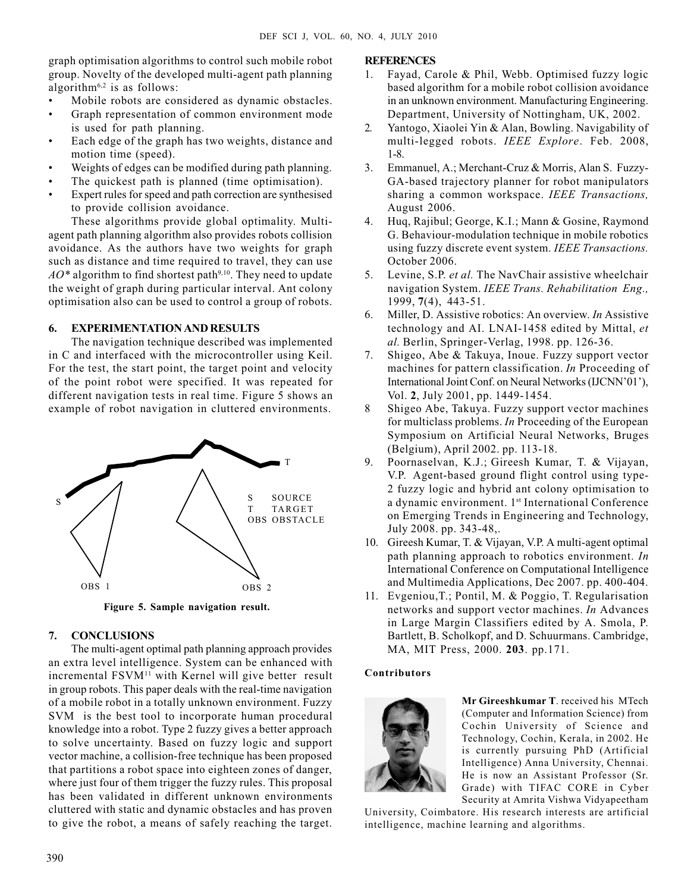graph optimisation algorithms to control such mobile robot group. Novelty of the developed multi-agent path planning algorithm[6,2] is as follows:

- Mobile robots are considered as dynamic obstacles.
- Graph representation of common environment mode is used for path planning.
- Each edge of the graph has two weights, distance and motion time (speed).
- Weights of edges can be modified during path planning.
- The quickest path is planned (time optimisation).
- Expert rules for speed and path correction are synthesised to provide collision avoidance.

These algorithms provide global optimality. Multi-agent path planning algorithm also provides robots collision avoidance. As the authors have two weights for graph such as distance and time required to travel, they can use *AO\** algorithm to find shortest path[9,10]. They need to update the weight of graph during particular interval. Ant colony optimisation also can be used to control a group of robots.

## 6. EXPERIMENTATION AND RESULTS

The navigation technique described was implemented in C and interfaced with the microcontroller using Keil. For the test, the start point, the target point and velocity of the point robot were specified. It was repeated for different navigation tests in real time. Figure 5 shows an example of robot navigation in cluttered environments.

**Figure 5. Sample navigation result.**

## 7. CONCLUSIONS

The multi-agent optimal path planning approach provides an extra level intelligence. System can be enhanced with incremental FSVM[11] with Kernel will give better result in group robots. This paper deals with the real-time navigation of a mobile robot in a totally unknown environment. Fuzzy SVM is the best tool to incorporate human procedural knowledge into a robot. Type 2 fuzzy gives a better approach to solve uncertainty. Based on fuzzy logic and support vector machine, a collision-free technique has been proposed that partitions a robot space into eighteen zones of danger, where just four of them trigger the fuzzy rules. This proposal has been validated in different unknown environments cluttered with static and dynamic obstacles and has proven to give the robot, a means of safely reaching the target.

## REFERENCES

1. Fayad, Carole & Phil, Webb. Optimised fuzzy logic based algorithm for a mobile robot collision avoidance in an unknown environment. Manufacturing Engineering. Department, University of Nottingham, UK, 2002.
2. Yantogo, Xiaolei Yin & Alan, Bowling. Navigability of multi-legged robots. *IEEE Explore*. Feb. 2008, 1-8.
3. Emmanuel, A.; Merchant-Cruz & Morris, Alan S. Fuzzy-GA-based trajectory planner for robot manipulators sharing a common workspace. *IEEE Transactions,* August 2006.
4. Huq, Rajibul; George, K.I.; Mann & Gosine, Raymond G. Behaviour-modulation technique in mobile robotics using fuzzy discrete event system. *IEEE Transactions.* October 2006.
5. Levine, S.P. *et al.* The NavChair assistive wheelchair navigation System. *IEEE Trans. Rehabilitation Eng.,* 1999, **7**(4), 443-51.
6. Miller, D. Assistive robotics: An overview. *In* Assistive technology and AI. LNAI-1458 edited by Mittal, *et al.* Berlin, Springer-Verlag, 1998. pp. 126-36.
7. Shigeo, Abe & Takuya, Inoue. Fuzzy support vector machines for pattern classification. *In* Proceeding of International Joint Conf. on Neural Networks (IJCNN'01'), Vol. **2**, July 2001, pp. 1449-1454.
8. Shigeo Abe, Takuya. Fuzzy support vector machines for multiclass problems. *In* Proceeding of the European Symposium on Artificial Neural Networks, Bruges (Belgium), April 2002. pp. 113-18.
9. Poornaselvan, K.J.; Gireesh Kumar, T. & Vijayan, V.P. Agent-based ground flight control using type-2 fuzzy logic and hybrid ant colony optimisation to a dynamic environment. 1st International Conference on Emerging Trends in Engineering and Technology, July 2008. pp. 343-48,.
10. Gireesh Kumar, T. & Vijayan, V.P. A multi-agent optimal path planning approach to robotics environment. *In* International Conference on Computational Intelligence and Multimedia Applications, Dec 2007. pp. 400-404.
11. Evgeniou,T.; Pontil, M. & Poggio, T. Regularisation networks and support vector machines. *In* Advances in Large Margin Classifiers edited by A. Smola, P. Bartlett, B. Scholkopf, and D. Schuurmans. Cambridge, MA, MIT Press, 2000. **203**. pp.171.

### Contributors

**Mr Gireeshkumar T**. received his MTech (Computer and Information Science) from Cochin University of Science and Technology, Cochin, Kerala, in 2002. He is currently pursuing PhD (Artificial Intelligence) Anna University, Chennai. He is now an Assistant Professor (Sr. Grade) with TIFAC CORE in Cyber Security at Amrita Vishwa Vidyapeetham University, Coimbatore. His research interests are artificial intelligence, machine learning and algorithms.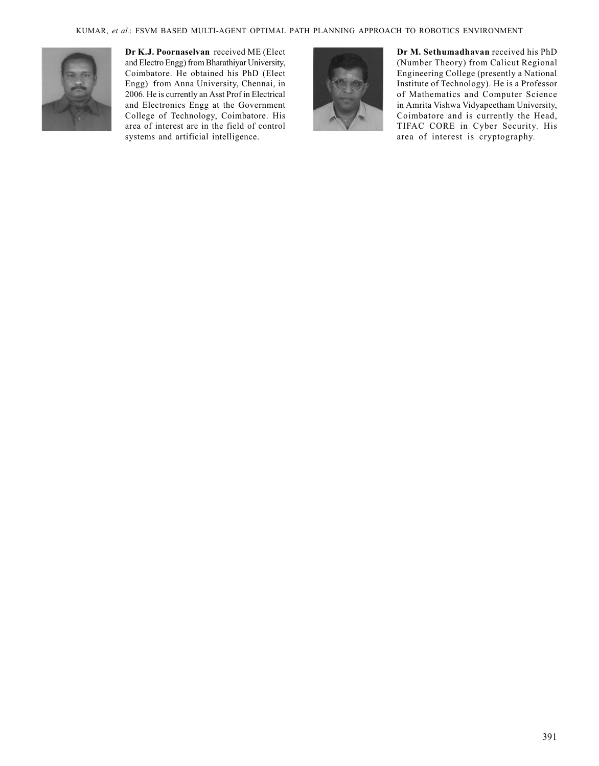**Dr K.J. Poornaselvan** received ME (Elect and Electro Engg) from Bharathiyar University, Coimbatore. He obtained his PhD (Elect Engg) from Anna University, Chennai, in 2006. He is currently an Asst Prof in Electrical and Electronics Engg at the Government College of Technology, Coimbatore. His area of interest are in the field of control systems and artificial intelligence.

**Dr M. Sethumadhavan** received his PhD (Number Theory) from Calicut Regional Engineering College (presently a National Institute of Technology). He is a Professor of Mathematics and Computer Science in Amrita Vishwa Vidyapeetham University, Coimbatore and is currently the Head, TIFAC CORE in Cyber Security. His area of interest is cryptography.